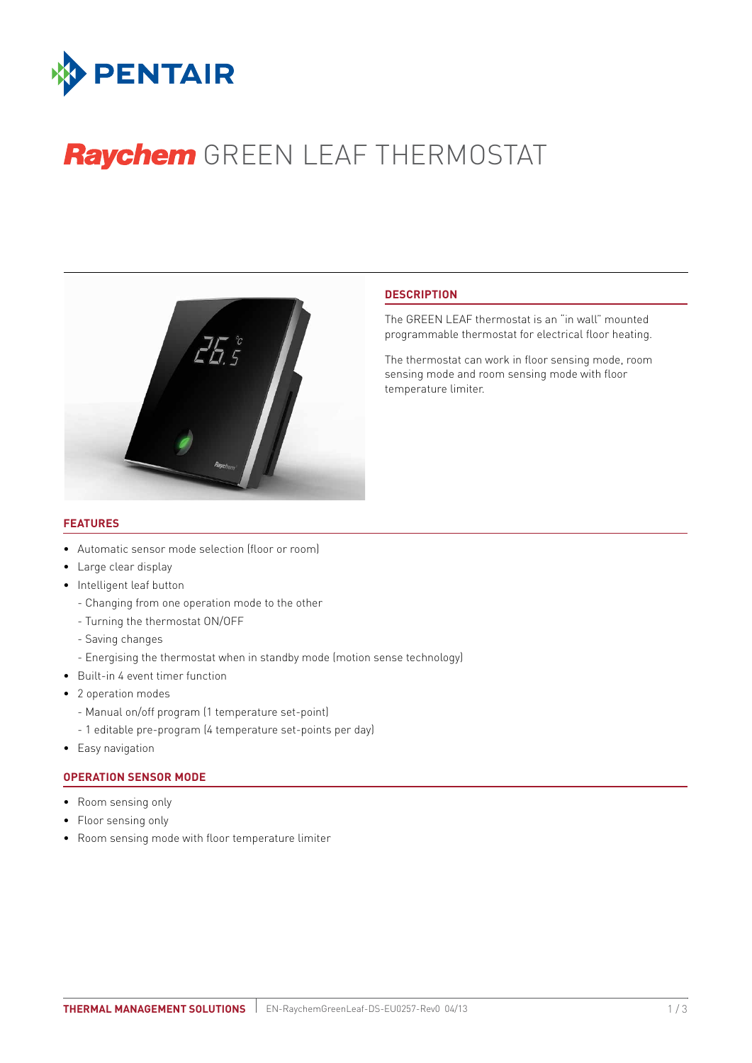# Raychem GREEN LEAF THERMOSTAT

## DESCRIPTION

The GREEN LEAF thermostat is an "in wall" mounted programmable thermostat for electrical floor heating.

The thermostat can work in floor sensing mode, room sensing mode and room sensing mode with floor temperature limiter.

## FEATURES

- Automatic sensor mode selection (floor or room)
- Large clear display
- Intelligent leaf button
  - Changing from one operation mode to the other
  - Turning the thermostat ON/OFF
  - Saving changes
  - Energising the thermostat when in standby mode (motion sense technology)
- Built-in 4 event timer function
- 2 operation modes
  - Manual on/off program (1 temperature set-point)
  - 1 editable pre-program (4 temperature set-points per day)
- Easy navigation

## OPERATION SENSOR MODE

- Room sensing only
- Floor sensing only
- Room sensing mode with floor temperature limiter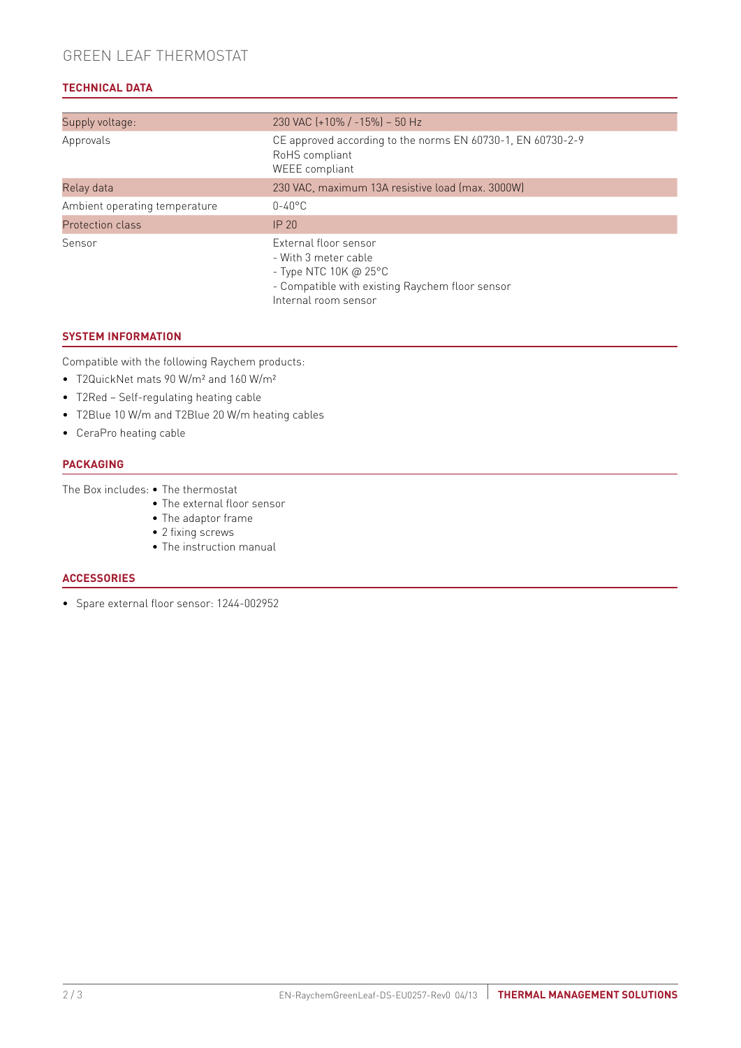GREEN LEAF THERMOSTAT

## TECHNICAL DATA

| | |
|---|---|
| Supply voltage: | 230 VAC (+10% / -15%) – 50 Hz |
| Approvals | CE approved according to the norms EN 60730-1, EN 60730-2-9<br>RoHS compliant<br>WEEE compliant |
| Relay data | 230 VAC, maximum 13A resistive load (max. 3000W) |
| Ambient operating temperature | 0-40°C |
| Protection class | IP 20 |
| Sensor | External floor sensor<br>- With 3 meter cable<br>- Type NTC 10K @ 25°C<br>- Compatible with existing Raychem floor sensor<br>Internal room sensor |

## SYSTEM INFORMATION

Compatible with the following Raychem products:

- T2QuickNet mats 90 W/m² and 160 W/m²
- T2Red – Self-regulating heating cable
- T2Blue 10 W/m and T2Blue 20 W/m heating cables
- CeraPro heating cable

## PACKAGING

The Box includes:
- The thermostat
- The external floor sensor
- The adaptor frame
- 2 fixing screws
- The instruction manual

## ACCESSORIES

- Spare external floor sensor: 1244-002952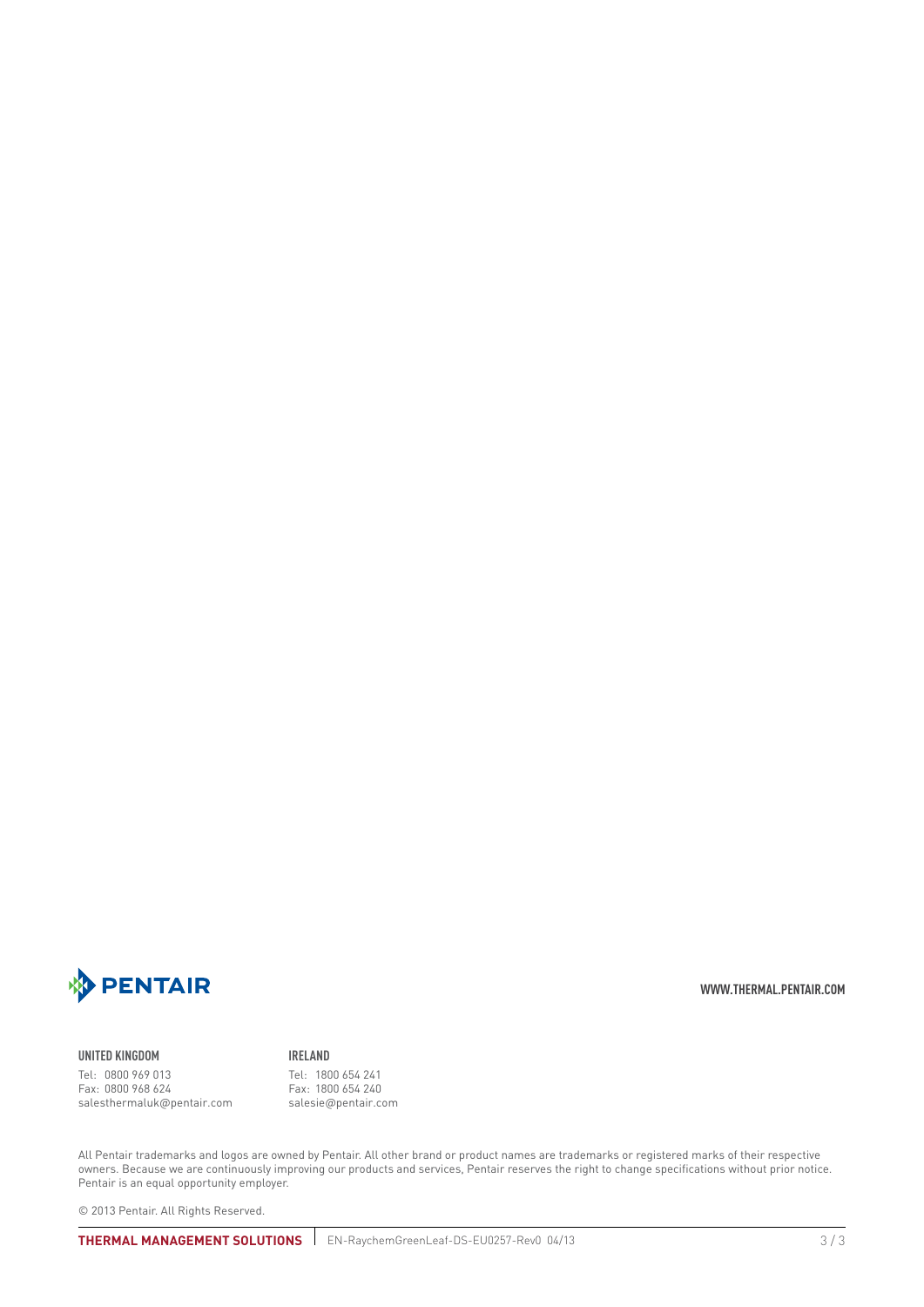PENTAIR

WWW.THERMAL.PENTAIR.COM

**UNITED KINGDOM**

Tel: 0800 969 013
Fax: 0800 968 624
salesthermaluk@pentair.com

**IRELAND**

Tel: 1800 654 241
Fax: 1800 654 240
salesie@pentair.com

All Pentair trademarks and logos are owned by Pentair. All other brand or product names are trademarks or registered marks of their respective owners. Because we are continuously improving our products and services, Pentair reserves the right to change specifications without prior notice. Pentair is an equal opportunity employer.

© 2013 Pentair. All Rights Reserved.

**THERMAL MANAGEMENT SOLUTIONS** EN-RaychemGreenLeaf-DS-EU0257-Rev0 04/13